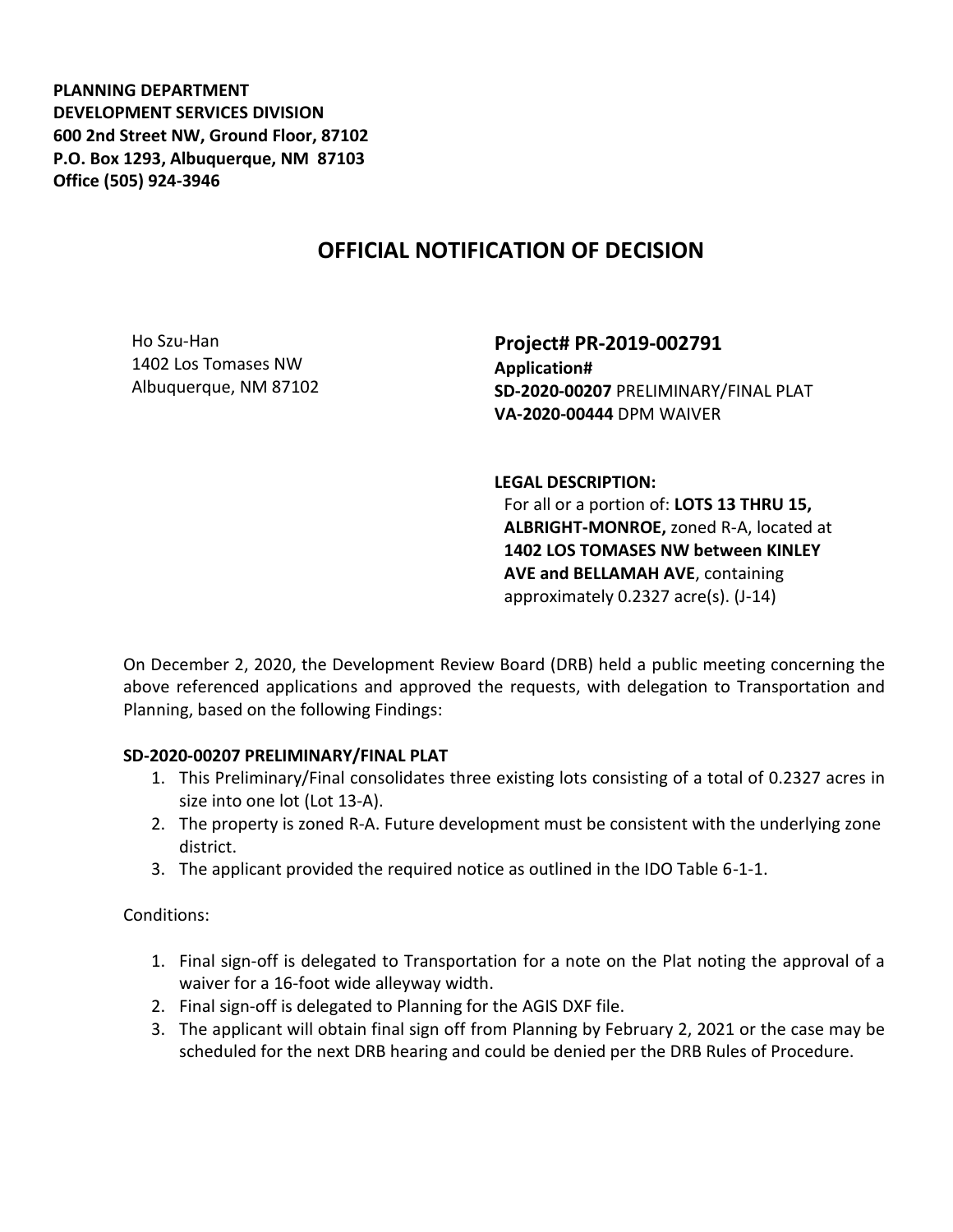**PLANNING DEPARTMENT**
**DEVELOPMENT SERVICES DIVISION**
**600 2nd Street NW, Ground Floor, 87102**
**P.O. Box 1293, Albuquerque, NM 87103**
**Office (505) 924-3946**

# OFFICIAL NOTIFICATION OF DECISION

Ho Szu-Han
1402 Los Tomases NW
Albuquerque, NM 87102

**Project# PR-2019-002791**
**Application#**
**SD-2020-00207** PRELIMINARY/FINAL PLAT
**VA-2020-00444** DPM WAIVER

**LEGAL DESCRIPTION:**
For all or a portion of: **LOTS 13 THRU 15, ALBRIGHT-MONROE,** zoned R-A, located at **1402 LOS TOMASES NW between KINLEY AVE and BELLAMAH AVE**, containing approximately 0.2327 acre(s). (J-14)

On December 2, 2020, the Development Review Board (DRB) held a public meeting concerning the above referenced applications and approved the requests, with delegation to Transportation and Planning, based on the following Findings:

**SD-2020-00207 PRELIMINARY/FINAL PLAT**

1. This Preliminary/Final consolidates three existing lots consisting of a total of 0.2327 acres in size into one lot (Lot 13-A).
2. The property is zoned R-A. Future development must be consistent with the underlying zone district.
3. The applicant provided the required notice as outlined in the IDO Table 6-1-1.

Conditions:

1. Final sign-off is delegated to Transportation for a note on the Plat noting the approval of a waiver for a 16-foot wide alleyway width.
2. Final sign-off is delegated to Planning for the AGIS DXF file.
3. The applicant will obtain final sign off from Planning by February 2, 2021 or the case may be scheduled for the next DRB hearing and could be denied per the DRB Rules of Procedure.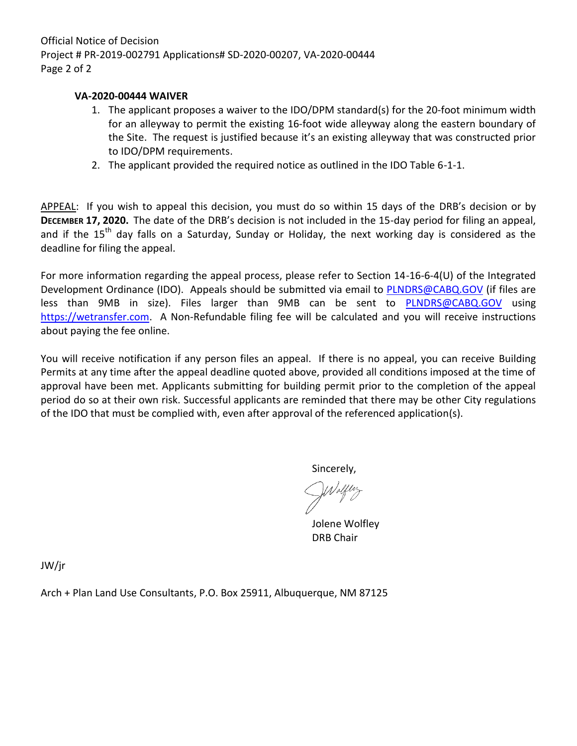**VA-2020-00444 WAIVER**

1. The applicant proposes a waiver to the IDO/DPM standard(s) for the 20-foot minimum width for an alleyway to permit the existing 16-foot wide alleyway along the eastern boundary of the Site. The request is justified because it's an existing alleyway that was constructed prior to IDO/DPM requirements.
2. The applicant provided the required notice as outlined in the IDO Table 6-1-1.

APPEAL: If you wish to appeal this decision, you must do so within 15 days of the DRB's decision or by **DECEMBER 17, 2020.** The date of the DRB's decision is not included in the 15-day period for filing an appeal, and if the 15th day falls on a Saturday, Sunday or Holiday, the next working day is considered as the deadline for filing the appeal.

For more information regarding the appeal process, please refer to Section 14-16-6-4(U) of the Integrated Development Ordinance (IDO). Appeals should be submitted via email to PLNDRS@CABQ.GOV (if files are less than 9MB in size). Files larger than 9MB can be sent to PLNDRS@CABQ.GOV using https://wetransfer.com. A Non-Refundable filing fee will be calculated and you will receive instructions about paying the fee online.

You will receive notification if any person files an appeal. If there is no appeal, you can receive Building Permits at any time after the appeal deadline quoted above, provided all conditions imposed at the time of approval have been met. Applicants submitting for building permit prior to the completion of the appeal period do so at their own risk. Successful applicants are reminded that there may be other City regulations of the IDO that must be complied with, even after approval of the referenced application(s).

Sincerely,

Jolene Wolfley
DRB Chair

JW/jr

Arch + Plan Land Use Consultants, P.O. Box 25911, Albuquerque, NM 87125